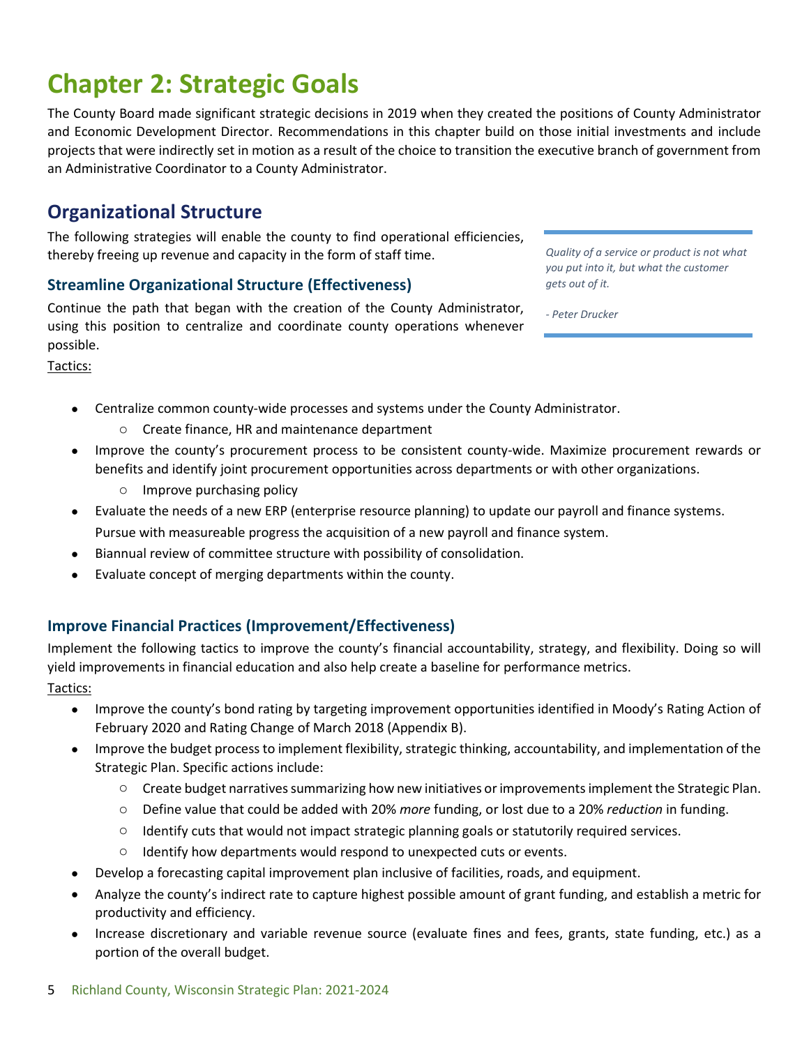# Chapter 2: Strategic Goals

The County Board made significant strategic decisions in 2019 when they created the positions of County Administrator and Economic Development Director. Recommendations in this chapter build on those initial investments and include projects that were indirectly set in motion as a result of the choice to transition the executive branch of government from an Administrative Coordinator to a County Administrator.

## Organizational Structure

The following strategies will enable the county to find operational efficiencies, thereby freeing up revenue and capacity in the form of staff time.

> *Quality of a service or product is not what you put into it, but what the customer gets out of it.*
>
> *- Peter Drucker*

### Streamline Organizational Structure (Effectiveness)

Continue the path that began with the creation of the County Administrator, using this position to centralize and coordinate county operations whenever possible.

Tactics:

- Centralize common county-wide processes and systems under the County Administrator.
  - Create finance, HR and maintenance department
- Improve the county's procurement process to be consistent county-wide. Maximize procurement rewards or benefits and identify joint procurement opportunities across departments or with other organizations.
  - Improve purchasing policy
- Evaluate the needs of a new ERP (enterprise resource planning) to update our payroll and finance systems. Pursue with measureable progress the acquisition of a new payroll and finance system.
- Biannual review of committee structure with possibility of consolidation.
- Evaluate concept of merging departments within the county.

### Improve Financial Practices (Improvement/Effectiveness)

Implement the following tactics to improve the county's financial accountability, strategy, and flexibility. Doing so will yield improvements in financial education and also help create a baseline for performance metrics.

Tactics:

- Improve the county's bond rating by targeting improvement opportunities identified in Moody's Rating Action of February 2020 and Rating Change of March 2018 (Appendix B).
- Improve the budget process to implement flexibility, strategic thinking, accountability, and implementation of the Strategic Plan. Specific actions include:
  - Create budget narratives summarizing how new initiatives or improvements implement the Strategic Plan.
  - Define value that could be added with 20% *more* funding, or lost due to a 20% *reduction* in funding.
  - Identify cuts that would not impact strategic planning goals or statutorily required services.
  - Identify how departments would respond to unexpected cuts or events.
- Develop a forecasting capital improvement plan inclusive of facilities, roads, and equipment.
- Analyze the county's indirect rate to capture highest possible amount of grant funding, and establish a metric for productivity and efficiency.
- Increase discretionary and variable revenue source (evaluate fines and fees, grants, state funding, etc.) as a portion of the overall budget.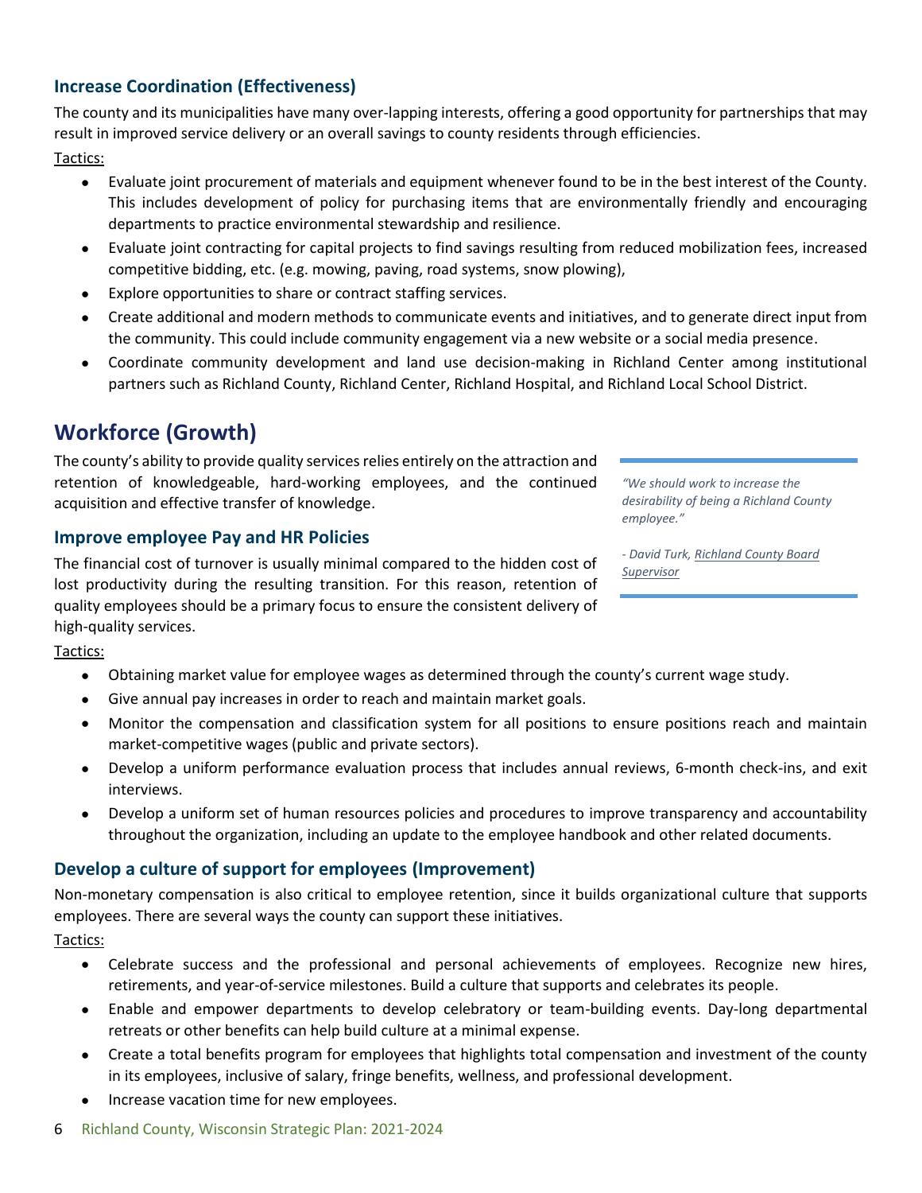### Increase Coordination (Effectiveness)

The county and its municipalities have many over-lapping interests, offering a good opportunity for partnerships that may result in improved service delivery or an overall savings to county residents through efficiencies.

Tactics:

- Evaluate joint procurement of materials and equipment whenever found to be in the best interest of the County. This includes development of policy for purchasing items that are environmentally friendly and encouraging departments to practice environmental stewardship and resilience.
- Evaluate joint contracting for capital projects to find savings resulting from reduced mobilization fees, increased competitive bidding, etc. (e.g. mowing, paving, road systems, snow plowing),
- Explore opportunities to share or contract staffing services.
- Create additional and modern methods to communicate events and initiatives, and to generate direct input from the community. This could include community engagement via a new website or a social media presence.
- Coordinate community development and land use decision-making in Richland Center among institutional partners such as Richland County, Richland Center, Richland Hospital, and Richland Local School District.

## Workforce (Growth)

The county's ability to provide quality services relies entirely on the attraction and retention of knowledgeable, hard-working employees, and the continued acquisition and effective transfer of knowledge.

> *"We should work to increase the desirability of being a Richland County employee."*
>
> *- David Turk, Richland County Board Supervisor*

### Improve employee Pay and HR Policies

The financial cost of turnover is usually minimal compared to the hidden cost of lost productivity during the resulting transition. For this reason, retention of quality employees should be a primary focus to ensure the consistent delivery of high-quality services.

Tactics:

- Obtaining market value for employee wages as determined through the county's current wage study.
- Give annual pay increases in order to reach and maintain market goals.
- Monitor the compensation and classification system for all positions to ensure positions reach and maintain market-competitive wages (public and private sectors).
- Develop a uniform performance evaluation process that includes annual reviews, 6-month check-ins, and exit interviews.
- Develop a uniform set of human resources policies and procedures to improve transparency and accountability throughout the organization, including an update to the employee handbook and other related documents.

### Develop a culture of support for employees (Improvement)

Non-monetary compensation is also critical to employee retention, since it builds organizational culture that supports employees. There are several ways the county can support these initiatives.

Tactics:

- Celebrate success and the professional and personal achievements of employees. Recognize new hires, retirements, and year-of-service milestones. Build a culture that supports and celebrates its people.
- Enable and empower departments to develop celebratory or team-building events. Day-long departmental retreats or other benefits can help build culture at a minimal expense.
- Create a total benefits program for employees that highlights total compensation and investment of the county in its employees, inclusive of salary, fringe benefits, wellness, and professional development.
- Increase vacation time for new employees.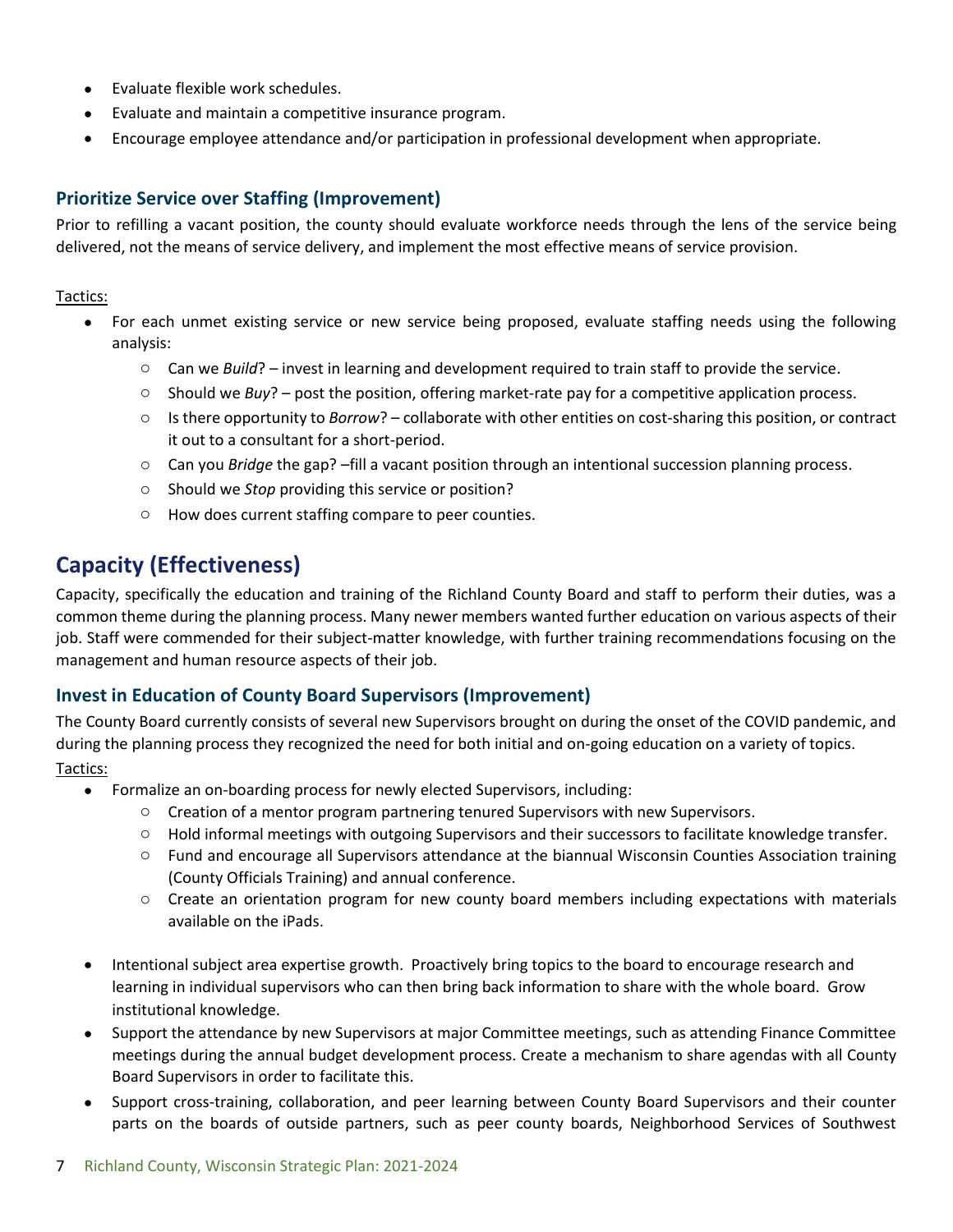- Evaluate flexible work schedules.
- Evaluate and maintain a competitive insurance program.
- Encourage employee attendance and/or participation in professional development when appropriate.

### Prioritize Service over Staffing (Improvement)

Prior to refilling a vacant position, the county should evaluate workforce needs through the lens of the service being delivered, not the means of service delivery, and implement the most effective means of service provision.

Tactics:

- For each unmet existing service or new service being proposed, evaluate staffing needs using the following analysis:
  - Can we *Build*? – invest in learning and development required to train staff to provide the service.
  - Should we *Buy*? – post the position, offering market-rate pay for a competitive application process.
  - Is there opportunity to *Borrow*? – collaborate with other entities on cost-sharing this position, or contract it out to a consultant for a short-period.
  - Can you *Bridge* the gap? –fill a vacant position through an intentional succession planning process.
  - Should we *Stop* providing this service or position?
  - How does current staffing compare to peer counties.

## Capacity (Effectiveness)

Capacity, specifically the education and training of the Richland County Board and staff to perform their duties, was a common theme during the planning process. Many newer members wanted further education on various aspects of their job. Staff were commended for their subject-matter knowledge, with further training recommendations focusing on the management and human resource aspects of their job.

### Invest in Education of County Board Supervisors (Improvement)

The County Board currently consists of several new Supervisors brought on during the onset of the COVID pandemic, and during the planning process they recognized the need for both initial and on-going education on a variety of topics.

Tactics:

- Formalize an on-boarding process for newly elected Supervisors, including:
  - Creation of a mentor program partnering tenured Supervisors with new Supervisors.
  - Hold informal meetings with outgoing Supervisors and their successors to facilitate knowledge transfer.
  - Fund and encourage all Supervisors attendance at the biannual Wisconsin Counties Association training (County Officials Training) and annual conference.
  - Create an orientation program for new county board members including expectations with materials available on the iPads.
- Intentional subject area expertise growth. Proactively bring topics to the board to encourage research and learning in individual supervisors who can then bring back information to share with the whole board. Grow institutional knowledge.
- Support the attendance by new Supervisors at major Committee meetings, such as attending Finance Committee meetings during the annual budget development process. Create a mechanism to share agendas with all County Board Supervisors in order to facilitate this.
- Support cross-training, collaboration, and peer learning between County Board Supervisors and their counter parts on the boards of outside partners, such as peer county boards, Neighborhood Services of Southwest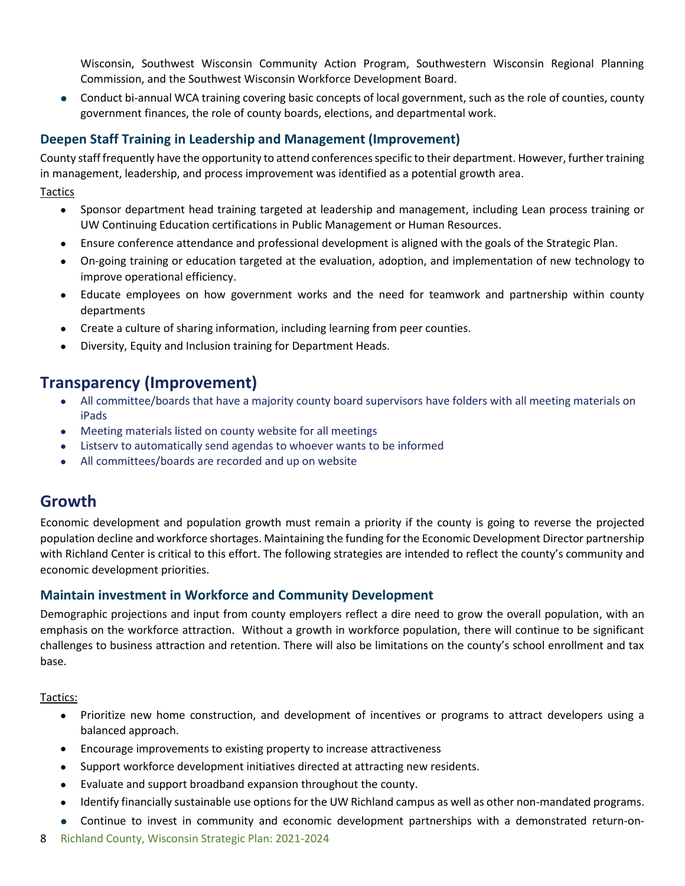Wisconsin, Southwest Wisconsin Community Action Program, Southwestern Wisconsin Regional Planning Commission, and the Southwest Wisconsin Workforce Development Board.

- Conduct bi-annual WCA training covering basic concepts of local government, such as the role of counties, county government finances, the role of county boards, elections, and departmental work.

### Deepen Staff Training in Leadership and Management (Improvement)

County staff frequently have the opportunity to attend conferences specific to their department. However, further training in management, leadership, and process improvement was identified as a potential growth area.

Tactics

- Sponsor department head training targeted at leadership and management, including Lean process training or UW Continuing Education certifications in Public Management or Human Resources.
- Ensure conference attendance and professional development is aligned with the goals of the Strategic Plan.
- On-going training or education targeted at the evaluation, adoption, and implementation of new technology to improve operational efficiency.
- Educate employees on how government works and the need for teamwork and partnership within county departments
- Create a culture of sharing information, including learning from peer counties.
- Diversity, Equity and Inclusion training for Department Heads.

## Transparency (Improvement)

- All committee/boards that have a majority county board supervisors have folders with all meeting materials on iPads
- Meeting materials listed on county website for all meetings
- Listserv to automatically send agendas to whoever wants to be informed
- All committees/boards are recorded and up on website

## Growth

Economic development and population growth must remain a priority if the county is going to reverse the projected population decline and workforce shortages. Maintaining the funding for the Economic Development Director partnership with Richland Center is critical to this effort. The following strategies are intended to reflect the county's community and economic development priorities.

### Maintain investment in Workforce and Community Development

Demographic projections and input from county employers reflect a dire need to grow the overall population, with an emphasis on the workforce attraction. Without a growth in workforce population, there will continue to be significant challenges to business attraction and retention. There will also be limitations on the county's school enrollment and tax base.

Tactics:

- Prioritize new home construction, and development of incentives or programs to attract developers using a balanced approach.
- Encourage improvements to existing property to increase attractiveness
- Support workforce development initiatives directed at attracting new residents.
- Evaluate and support broadband expansion throughout the county.
- Identify financially sustainable use options for the UW Richland campus as well as other non-mandated programs.
- Continue to invest in community and economic development partnerships with a demonstrated return-on-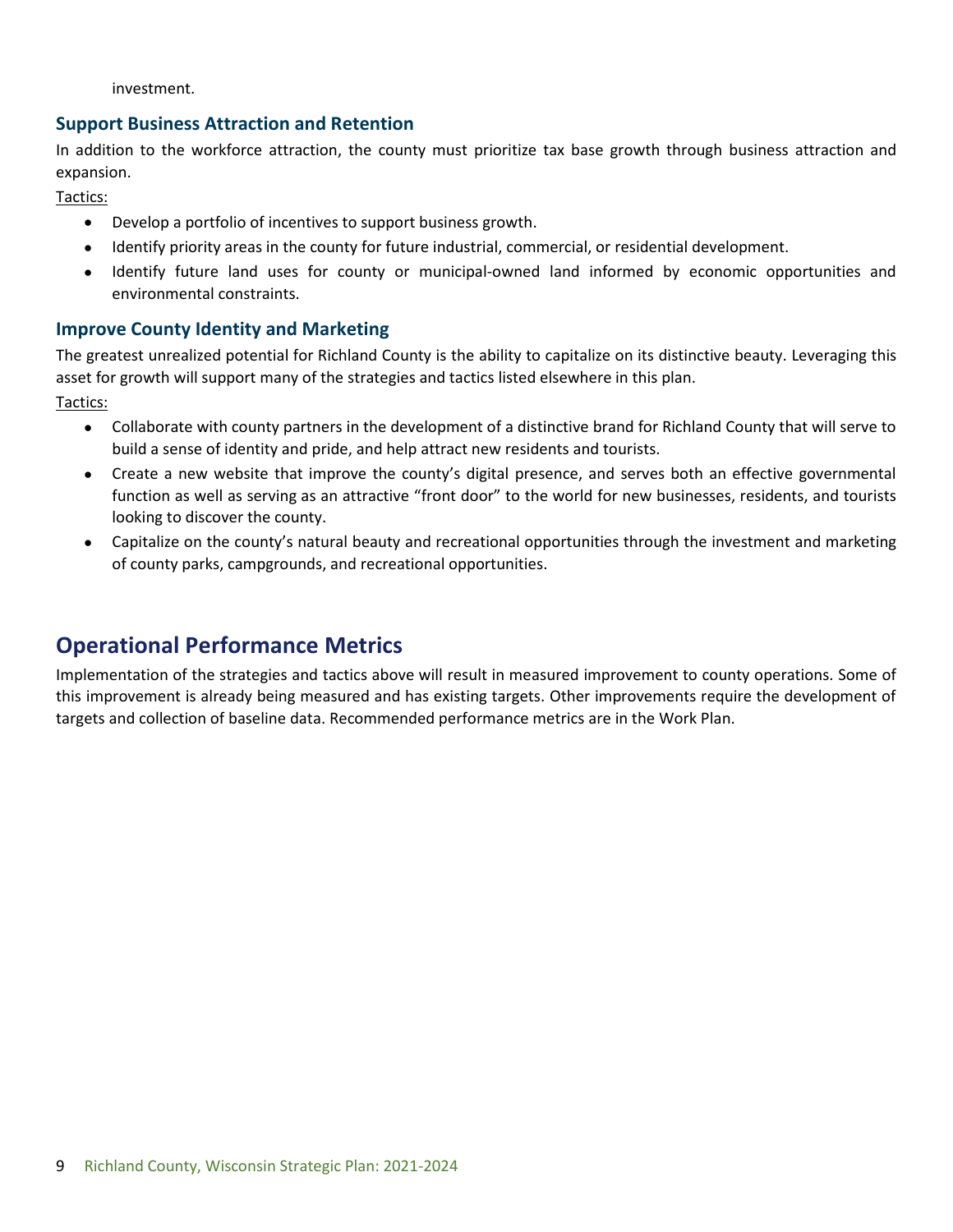investment.

### Support Business Attraction and Retention

In addition to the workforce attraction, the county must prioritize tax base growth through business attraction and expansion.

Tactics:

- Develop a portfolio of incentives to support business growth.
- Identify priority areas in the county for future industrial, commercial, or residential development.
- Identify future land uses for county or municipal-owned land informed by economic opportunities and environmental constraints.

### Improve County Identity and Marketing

The greatest unrealized potential for Richland County is the ability to capitalize on its distinctive beauty. Leveraging this asset for growth will support many of the strategies and tactics listed elsewhere in this plan.

Tactics:

- Collaborate with county partners in the development of a distinctive brand for Richland County that will serve to build a sense of identity and pride, and help attract new residents and tourists.
- Create a new website that improve the county's digital presence, and serves both an effective governmental function as well as serving as an attractive "front door" to the world for new businesses, residents, and tourists looking to discover the county.
- Capitalize on the county's natural beauty and recreational opportunities through the investment and marketing of county parks, campgrounds, and recreational opportunities.

## Operational Performance Metrics

Implementation of the strategies and tactics above will result in measured improvement to county operations. Some of this improvement is already being measured and has existing targets. Other improvements require the development of targets and collection of baseline data. Recommended performance metrics are in the Work Plan.